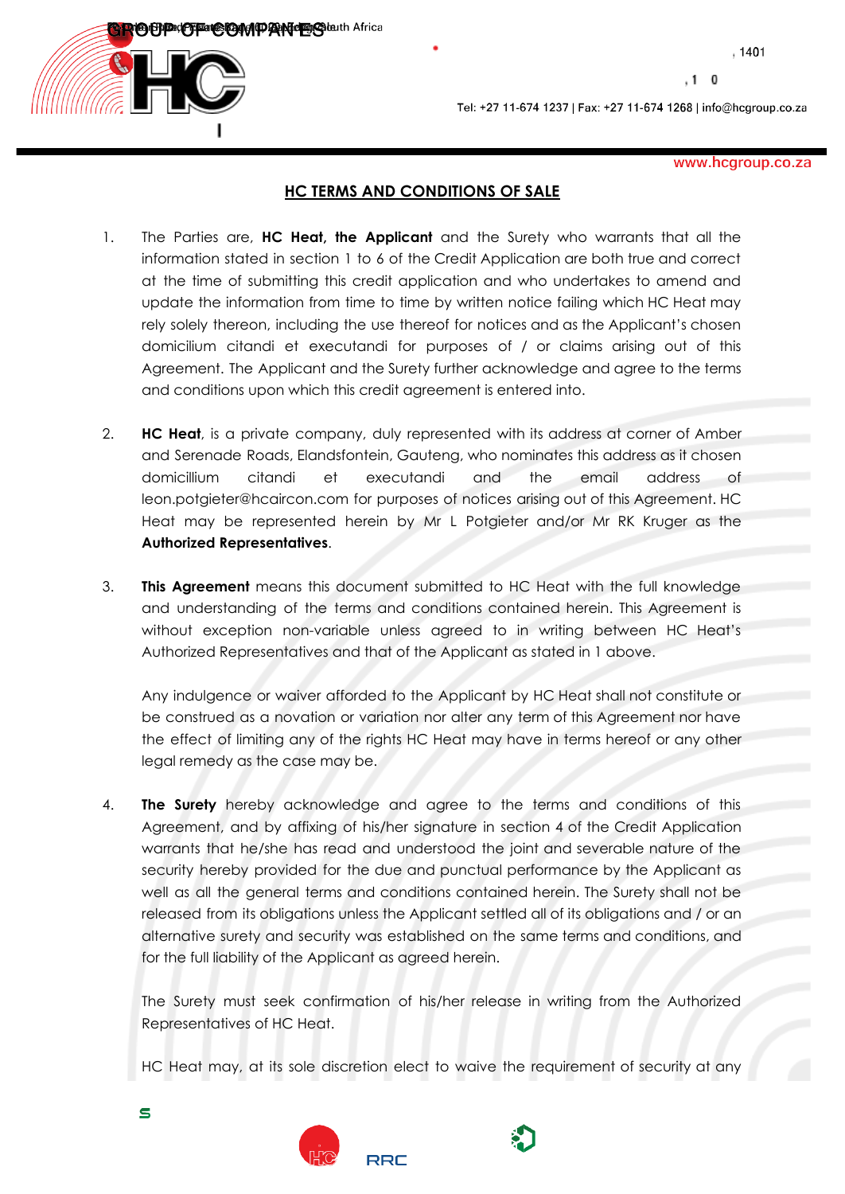## HC TERMS AND CONDITIONS OF SALE

1. The Parties are, **HC Heat, the Applicant** and the Surety who warrants that all the information stated in section 1 to 6 of the Credit Application are both true and correct at the time of submitting this credit application and who undertakes to amend and update the information from time to time by written notice failing which HC Heat may rely solely thereon, including the use thereof for notices and as the Applicant's chosen domicilium citandi et executandi for purposes of / or claims arising out of this Agreement. The Applicant and the Surety further acknowledge and agree to the terms and conditions upon which this credit agreement is entered into.

2. **HC Heat**, is a private company, duly represented with its address at corner of Amber and Serenade Roads, Elandsfontein, Gauteng, who nominates this address as it chosen domicillium citandi et executandi and the email address of leon.potgieter@hcaircon.com for purposes of notices arising out of this Agreement. HC Heat may be represented herein by Mr L Potgieter and/or Mr RK Kruger as the **Authorized Representatives**.

3. **This Agreement** means this document submitted to HC Heat with the full knowledge and understanding of the terms and conditions contained herein. This Agreement is without exception non-variable unless agreed to in writing between HC Heat's Authorized Representatives and that of the Applicant as stated in 1 above.

   Any indulgence or waiver afforded to the Applicant by HC Heat shall not constitute or be construed as a novation or variation nor alter any term of this Agreement nor have the effect of limiting any of the rights HC Heat may have in terms hereof or any other legal remedy as the case may be.

4. **The Surety** hereby acknowledge and agree to the terms and conditions of this Agreement, and by affixing of his/her signature in section 4 of the Credit Application warrants that he/she has read and understood the joint and severable nature of the security hereby provided for the due and punctual performance by the Applicant as well as all the general terms and conditions contained herein. The Surety shall not be released from its obligations unless the Applicant settled all of its obligations and / or an alternative surety and security was established on the same terms and conditions, and for the full liability of the Applicant as agreed herein.

   The Surety must seek confirmation of his/her release in writing from the Authorized Representatives of HC Heat.

   HC Heat may, at its sole discretion elect to waive the requirement of security at any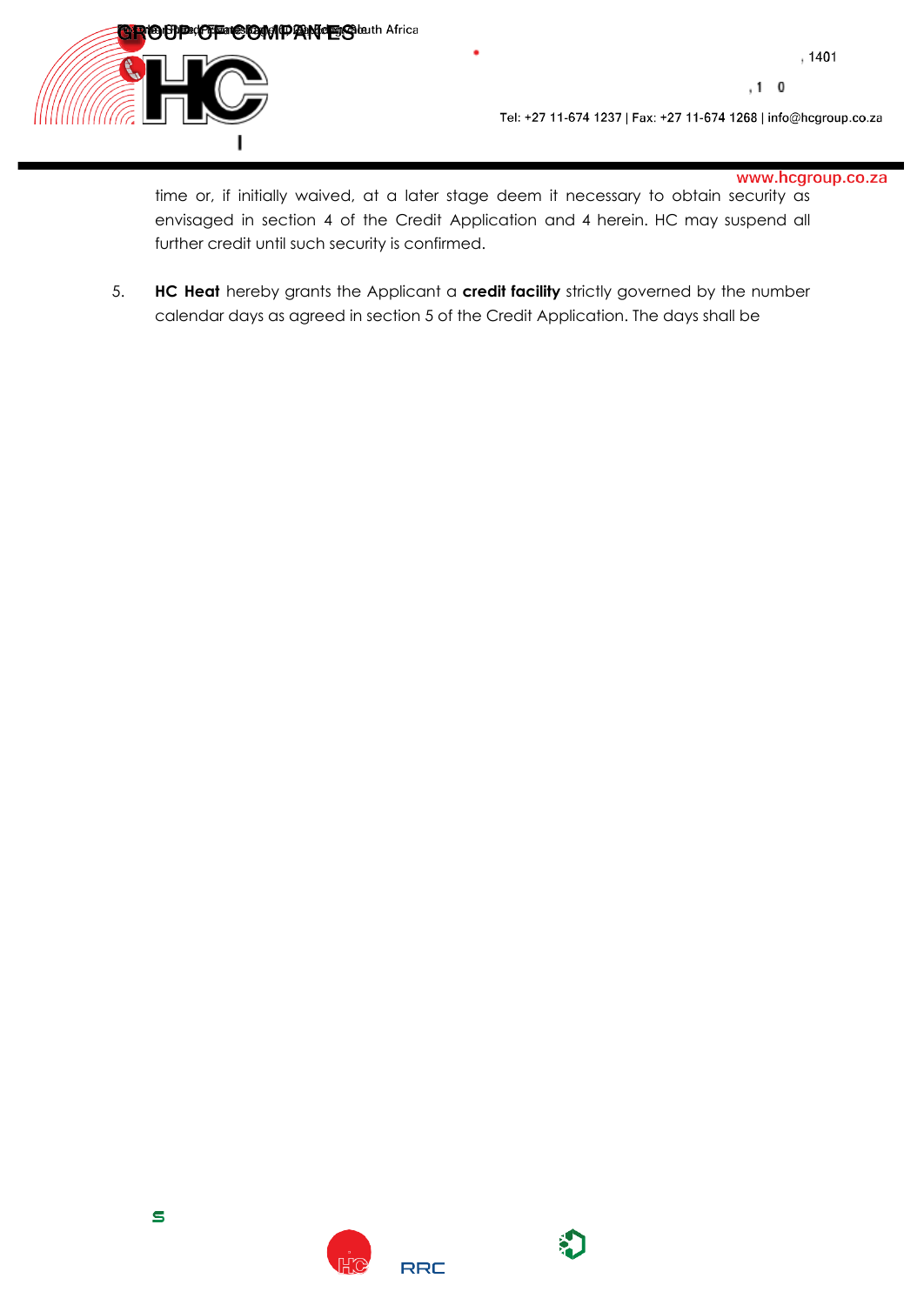time or, if initially waived, at a later stage deem it necessary to obtain security as envisaged in section 4 of the Credit Application and 4 herein. HC may suspend all further credit until such security is confirmed.

5. **HC Heat** hereby grants the Applicant a **credit facility** strictly governed by the number calendar days as agreed in section 5 of the Credit Application. The days shall be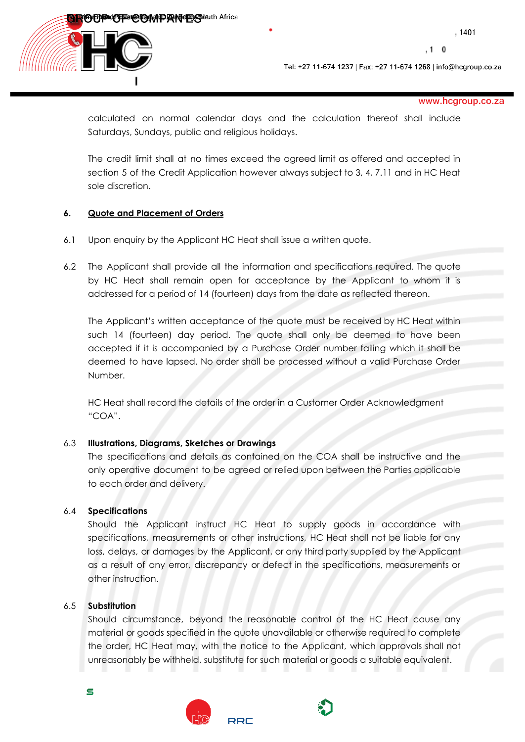calculated on normal calendar days and the calculation thereof shall include Saturdays, Sundays, public and religious holidays.

The credit limit shall at no times exceed the agreed limit as offered and accepted in section 5 of the Credit Application however always subject to 3, 4, 7.11 and in HC Heat sole discretion.

**6. Quote and Placement of Orders**

6.1 Upon enquiry by the Applicant HC Heat shall issue a written quote.

6.2 The Applicant shall provide all the information and specifications required. The quote by HC Heat shall remain open for acceptance by the Applicant to whom it is addressed for a period of 14 (fourteen) days from the date as reflected thereon.

The Applicant's written acceptance of the quote must be received by HC Heat within such 14 (fourteen) day period. The quote shall only be deemed to have been accepted if it is accompanied by a Purchase Order number failing which it shall be deemed to have lapsed. No order shall be processed without a valid Purchase Order Number.

HC Heat shall record the details of the order in a Customer Order Acknowledgment "COA".

6.3 **Illustrations, Diagrams, Sketches or Drawings**
The specifications and details as contained on the COA shall be instructive and the only operative document to be agreed or relied upon between the Parties applicable to each order and delivery.

6.4 **Specifications**
Should the Applicant instruct HC Heat to supply goods in accordance with specifications, measurements or other instructions, HC Heat shall not be liable for any loss, delays, or damages by the Applicant, or any third party supplied by the Applicant as a result of any error, discrepancy or defect in the specifications, measurements or other instruction.

6.5 **Substitution**
Should circumstance, beyond the reasonable control of the HC Heat cause any material or goods specified in the quote unavailable or otherwise required to complete the order, HC Heat may, with the notice to the Applicant, which approvals shall not unreasonably be withheld, substitute for such material or goods a suitable equivalent.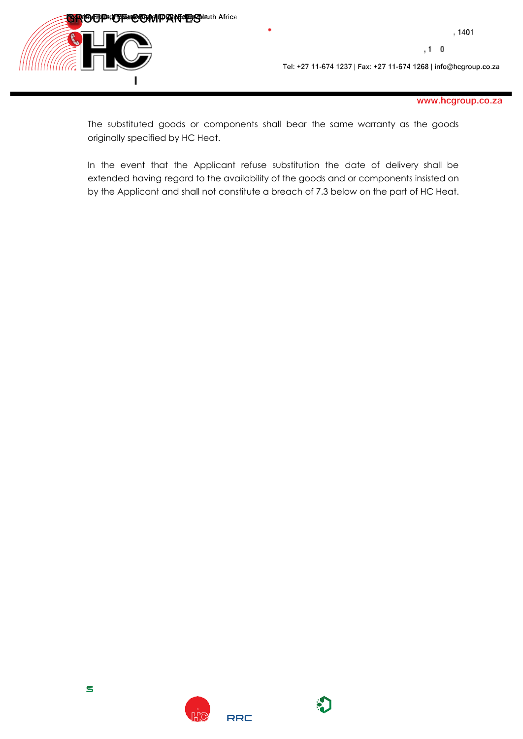The substituted goods or components shall bear the same warranty as the goods originally specified by HC Heat.

In the event that the Applicant refuse substitution the date of delivery shall be extended having regard to the availability of the goods and or components insisted on by the Applicant and shall not constitute a breach of 7.3 below on the part of HC Heat.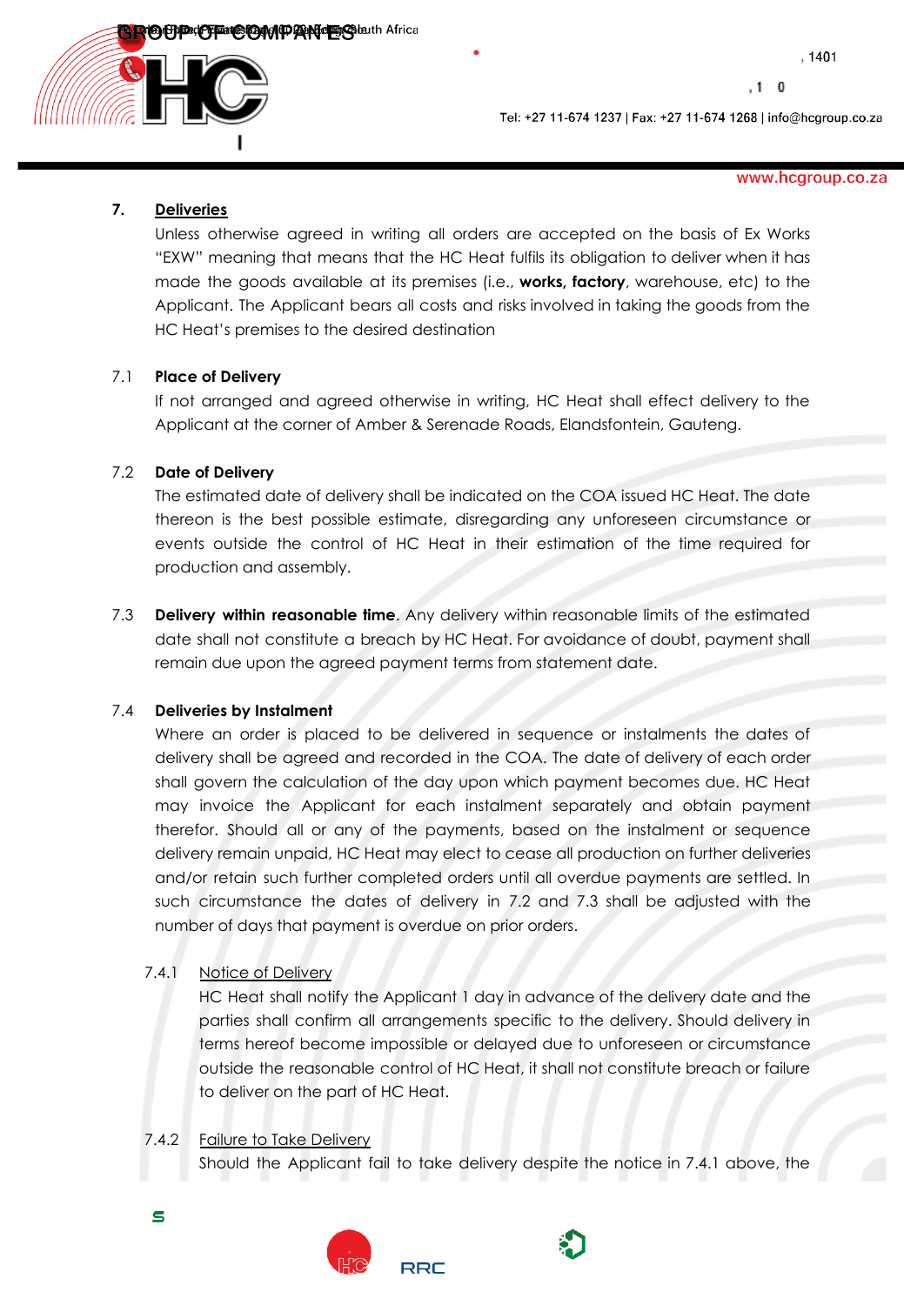## 7. Deliveries

Unless otherwise agreed in writing all orders are accepted on the basis of Ex Works "EXW" meaning that means that the HC Heat fulfils its obligation to deliver when it has made the goods available at its premises (i.e., **works, factory**, warehouse, etc) to the Applicant. The Applicant bears all costs and risks involved in taking the goods from the HC Heat's premises to the desired destination

7.1 **Place of Delivery**

If not arranged and agreed otherwise in writing, HC Heat shall effect delivery to the Applicant at the corner of Amber & Serenade Roads, Elandsfontein, Gauteng.

7.2 **Date of Delivery**

The estimated date of delivery shall be indicated on the COA issued HC Heat. The date thereon is the best possible estimate, disregarding any unforeseen circumstance or events outside the control of HC Heat in their estimation of the time required for production and assembly.

7.3 **Delivery within reasonable time**. Any delivery within reasonable limits of the estimated date shall not constitute a breach by HC Heat. For avoidance of doubt, payment shall remain due upon the agreed payment terms from statement date.

7.4 **Deliveries by Instalment**

Where an order is placed to be delivered in sequence or instalments the dates of delivery shall be agreed and recorded in the COA. The date of delivery of each order shall govern the calculation of the day upon which payment becomes due. HC Heat may invoice the Applicant for each instalment separately and obtain payment therefor. Should all or any of the payments, based on the instalment or sequence delivery remain unpaid, HC Heat may elect to cease all production on further deliveries and/or retain such further completed orders until all overdue payments are settled. In such circumstance the dates of delivery in 7.2 and 7.3 shall be adjusted with the number of days that payment is overdue on prior orders.

7.4.1 Notice of Delivery

HC Heat shall notify the Applicant 1 day in advance of the delivery date and the parties shall confirm all arrangements specific to the delivery. Should delivery in terms hereof become impossible or delayed due to unforeseen or circumstance outside the reasonable control of HC Heat, it shall not constitute breach or failure to deliver on the part of HC Heat.

7.4.2 Failure to Take Delivery

Should the Applicant fail to take delivery despite the notice in 7.4.1 above, the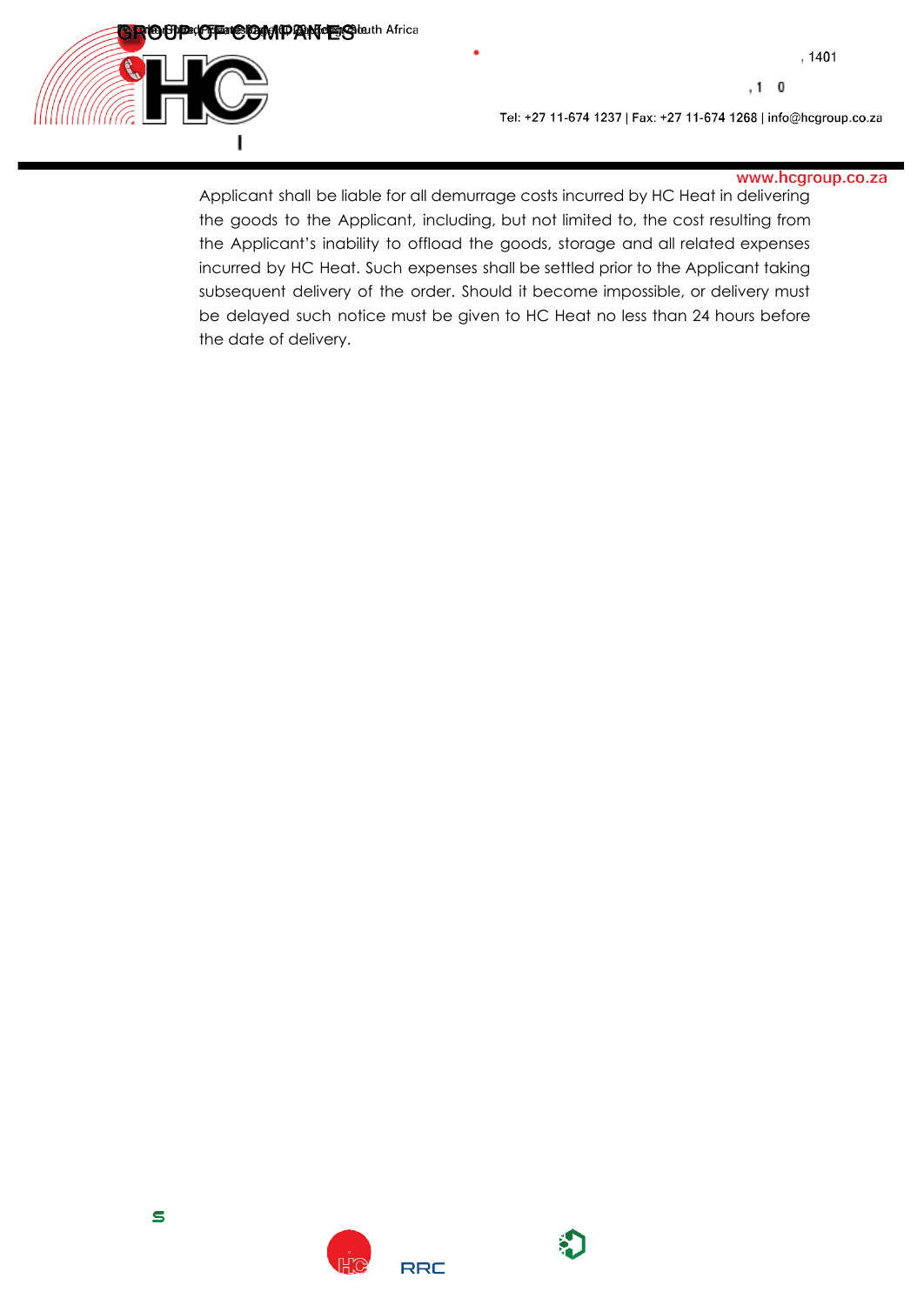Applicant shall be liable for all demurrage costs incurred by HC Heat in delivering the goods to the Applicant, including, but not limited to, the cost resulting from the Applicant's inability to offload the goods, storage and all related expenses incurred by HC Heat. Such expenses shall be settled prior to the Applicant taking subsequent delivery of the order. Should it become impossible, or delivery must be delayed such notice must be given to HC Heat no less than 24 hours before the date of delivery.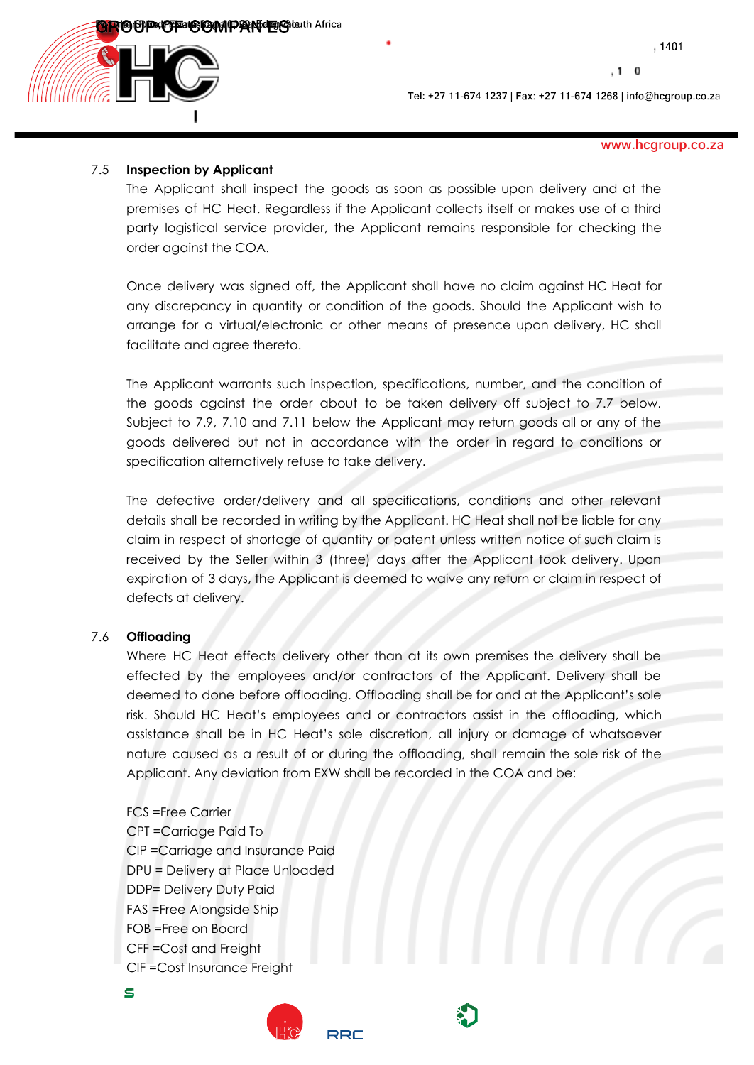### 7.5 Inspection by Applicant

The Applicant shall inspect the goods as soon as possible upon delivery and at the premises of HC Heat. Regardless if the Applicant collects itself or makes use of a third party logistical service provider, the Applicant remains responsible for checking the order against the COA.

Once delivery was signed off, the Applicant shall have no claim against HC Heat for any discrepancy in quantity or condition of the goods. Should the Applicant wish to arrange for a virtual/electronic or other means of presence upon delivery, HC shall facilitate and agree thereto.

The Applicant warrants such inspection, specifications, number, and the condition of the goods against the order about to be taken delivery off subject to 7.7 below. Subject to 7.9, 7.10 and 7.11 below the Applicant may return goods all or any of the goods delivered but not in accordance with the order in regard to conditions or specification alternatively refuse to take delivery.

The defective order/delivery and all specifications, conditions and other relevant details shall be recorded in writing by the Applicant. HC Heat shall not be liable for any claim in respect of shortage of quantity or patent unless written notice of such claim is received by the Seller within 3 (three) days after the Applicant took delivery. Upon expiration of 3 days, the Applicant is deemed to waive any return or claim in respect of defects at delivery.

### 7.6 Offloading

Where HC Heat effects delivery other than at its own premises the delivery shall be effected by the employees and/or contractors of the Applicant. Delivery shall be deemed to done before offloading. Offloading shall be for and at the Applicant's sole risk. Should HC Heat's employees and or contractors assist in the offloading, which assistance shall be in HC Heat's sole discretion, all injury or damage of whatsoever nature caused as a result of or during the offloading, shall remain the sole risk of the Applicant. Any deviation from EXW shall be recorded in the COA and be:

FCS =Free Carrier
CPT =Carriage Paid To
CIP =Carriage and Insurance Paid
DPU = Delivery at Place Unloaded
DDP= Delivery Duty Paid
FAS =Free Alongside Ship
FOB =Free on Board
CFF =Cost and Freight
CIF =Cost Insurance Freight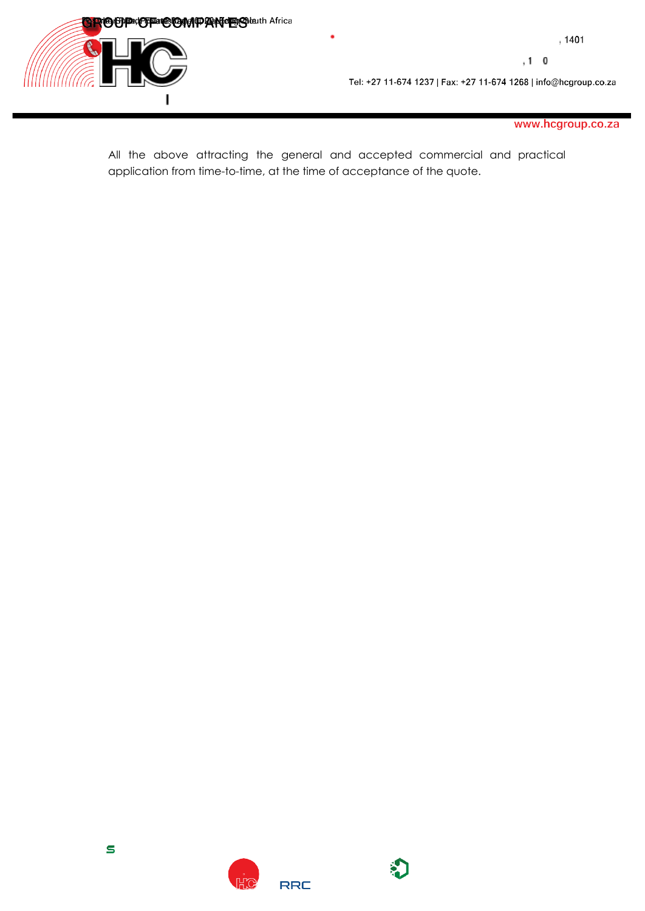All the above attracting the general and accepted commercial and practical application from time-to-time, at the time of acceptance of the quote.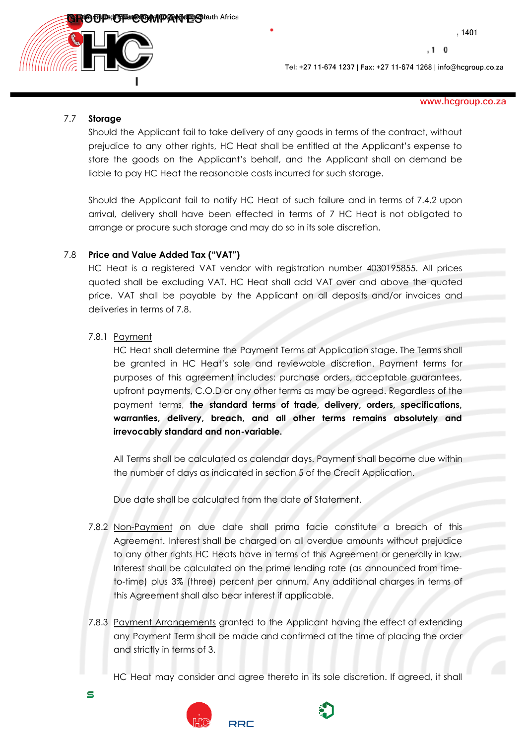### 7.7 Storage

Should the Applicant fail to take delivery of any goods in terms of the contract, without prejudice to any other rights, HC Heat shall be entitled at the Applicant's expense to store the goods on the Applicant's behalf, and the Applicant shall on demand be liable to pay HC Heat the reasonable costs incurred for such storage.

Should the Applicant fail to notify HC Heat of such failure and in terms of 7.4.2 upon arrival, delivery shall have been effected in terms of 7 HC Heat is not obligated to arrange or procure such storage and may do so in its sole discretion.

### 7.8 Price and Value Added Tax ("VAT")

HC Heat is a registered VAT vendor with registration number 4030195855. All prices quoted shall be excluding VAT. HC Heat shall add VAT over and above the quoted price. VAT shall be payable by the Applicant on all deposits and/or invoices and deliveries in terms of 7.8.

7.8.1 Payment

HC Heat shall determine the Payment Terms at Application stage. The Terms shall be granted in HC Heat's sole and reviewable discretion. Payment terms for purposes of this agreement includes: purchase orders, acceptable guarantees, upfront payments, C.O.D or any other terms as may be agreed. Regardless of the payment terms, **the standard terms of trade, delivery, orders, specifications, warranties, delivery, breach, and all other terms remains absolutely and irrevocably standard and non-variable.**

All Terms shall be calculated as calendar days. Payment shall become due within the number of days as indicated in section 5 of the Credit Application.

Due date shall be calculated from the date of Statement.

7.8.2 Non-Payment on due date shall prima facie constitute a breach of this Agreement. Interest shall be charged on all overdue amounts without prejudice to any other rights HC Heats have in terms of this Agreement or generally in law. Interest shall be calculated on the prime lending rate (as announced from time-to-time) plus 3% (three) percent per annum. Any additional charges in terms of this Agreement shall also bear interest if applicable.

7.8.3 Payment Arrangements granted to the Applicant having the effect of extending any Payment Term shall be made and confirmed at the time of placing the order and strictly in terms of 3.

HC Heat may consider and agree thereto in its sole discretion. If agreed, it shall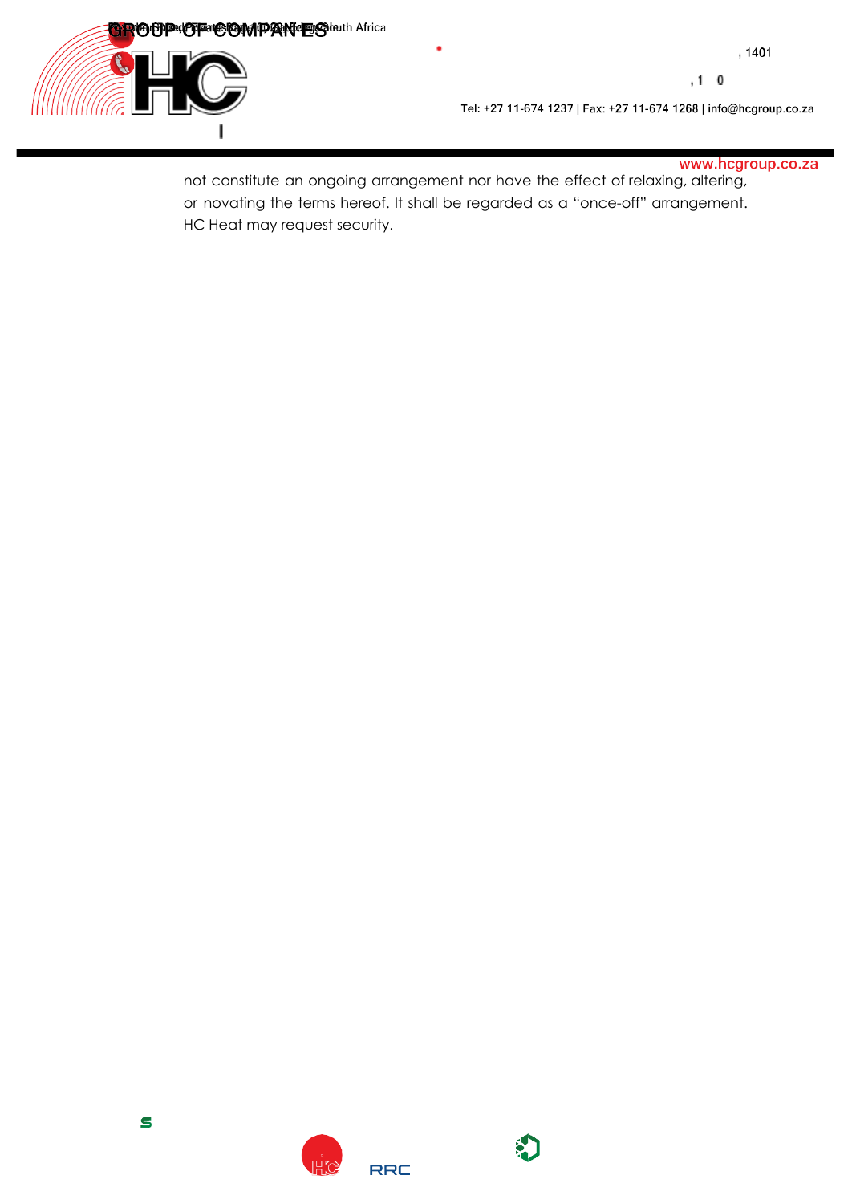not constitute an ongoing arrangement nor have the effect of relaxing, altering, or novating the terms hereof. It shall be regarded as a "once-off" arrangement. HC Heat may request security.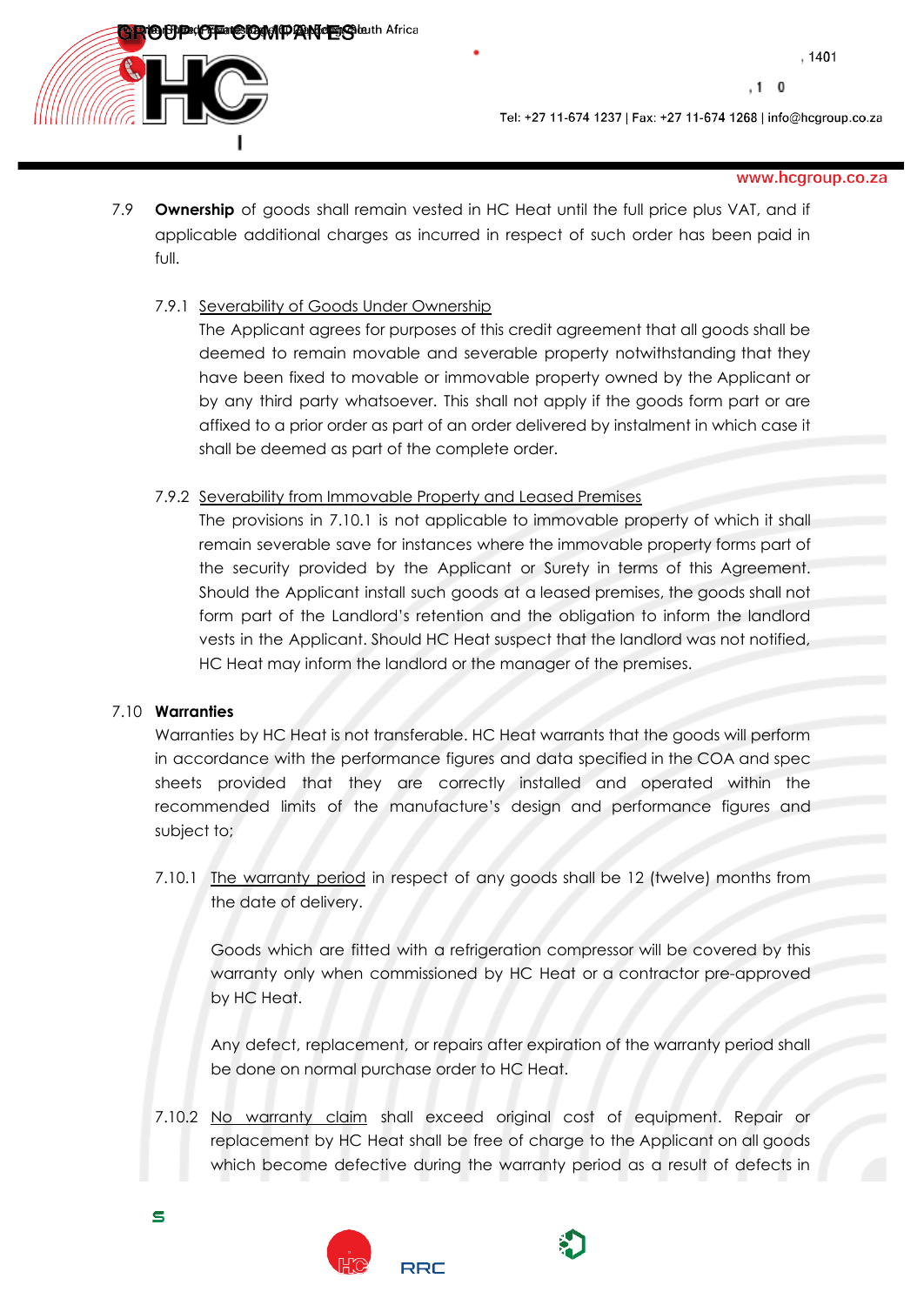7.9 **Ownership** of goods shall remain vested in HC Heat until the full price plus VAT, and if applicable additional charges as incurred in respect of such order has been paid in full.

7.9.1 Severability of Goods Under Ownership
The Applicant agrees for purposes of this credit agreement that all goods shall be deemed to remain movable and severable property notwithstanding that they have been fixed to movable or immovable property owned by the Applicant or by any third party whatsoever. This shall not apply if the goods form part or are affixed to a prior order as part of an order delivered by instalment in which case it shall be deemed as part of the complete order.

7.9.2 Severability from Immovable Property and Leased Premises
The provisions in 7.10.1 is not applicable to immovable property of which it shall remain severable save for instances where the immovable property forms part of the security provided by the Applicant or Surety in terms of this Agreement. Should the Applicant install such goods at a leased premises, the goods shall not form part of the Landlord's retention and the obligation to inform the landlord vests in the Applicant. Should HC Heat suspect that the landlord was not notified, HC Heat may inform the landlord or the manager of the premises.

7.10 **Warranties**
Warranties by HC Heat is not transferable. HC Heat warrants that the goods will perform in accordance with the performance figures and data specified in the COA and spec sheets provided that they are correctly installed and operated within the recommended limits of the manufacture's design and performance figures and subject to;

7.10.1 The warranty period in respect of any goods shall be 12 (twelve) months from the date of delivery.

Goods which are fitted with a refrigeration compressor will be covered by this warranty only when commissioned by HC Heat or a contractor pre-approved by HC Heat.

Any defect, replacement, or repairs after expiration of the warranty period shall be done on normal purchase order to HC Heat.

7.10.2 No warranty claim shall exceed original cost of equipment. Repair or replacement by HC Heat shall be free of charge to the Applicant on all goods which become defective during the warranty period as a result of defects in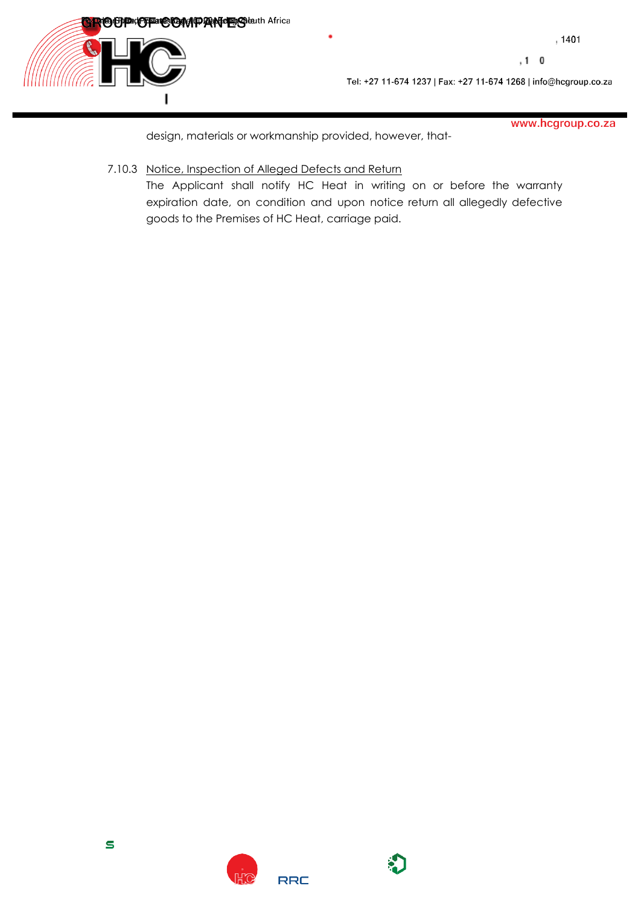design, materials or workmanship provided, however, that-

7.10.3 Notice, Inspection of Alleged Defects and Return

The Applicant shall notify HC Heat in writing on or before the warranty expiration date, on condition and upon notice return all allegedly defective goods to the Premises of HC Heat, carriage paid.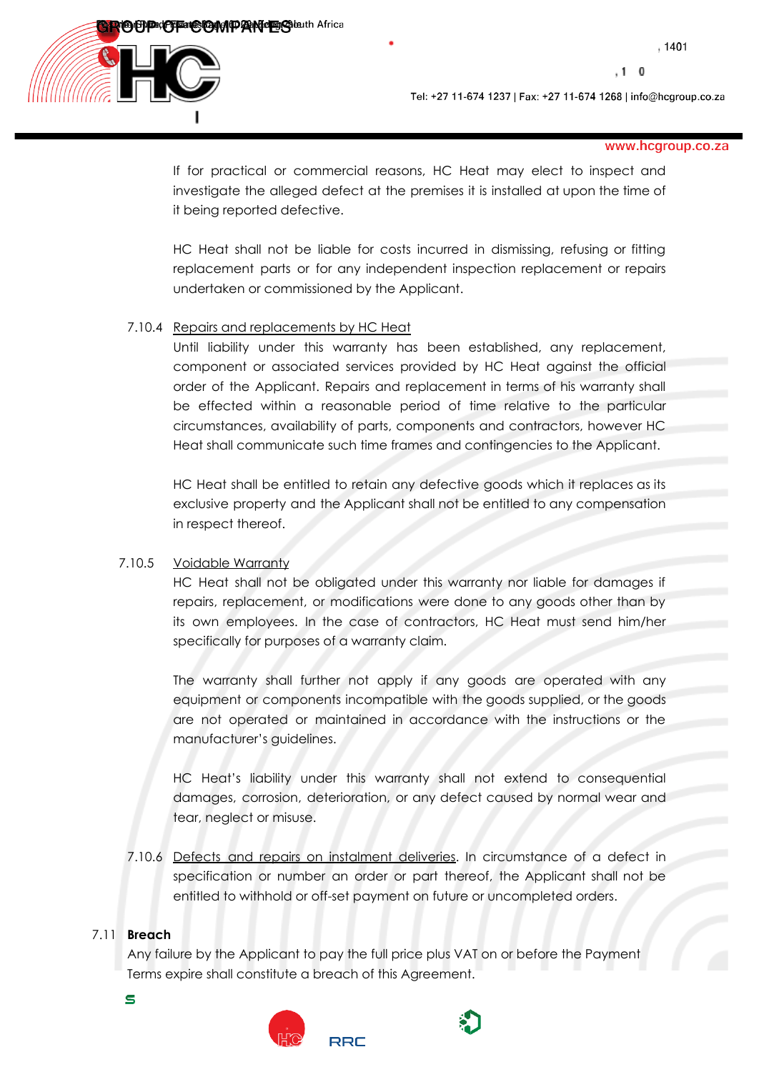If for practical or commercial reasons, HC Heat may elect to inspect and investigate the alleged defect at the premises it is installed at upon the time of it being reported defective.

HC Heat shall not be liable for costs incurred in dismissing, refusing or fitting replacement parts or for any independent inspection replacement or repairs undertaken or commissioned by the Applicant.

7.10.4 Repairs and replacements by HC Heat

Until liability under this warranty has been established, any replacement, component or associated services provided by HC Heat against the official order of the Applicant. Repairs and replacement in terms of his warranty shall be effected within a reasonable period of time relative to the particular circumstances, availability of parts, components and contractors, however HC Heat shall communicate such time frames and contingencies to the Applicant.

HC Heat shall be entitled to retain any defective goods which it replaces as its exclusive property and the Applicant shall not be entitled to any compensation in respect thereof.

7.10.5 Voidable Warranty

HC Heat shall not be obligated under this warranty nor liable for damages if repairs, replacement, or modifications were done to any goods other than by its own employees. In the case of contractors, HC Heat must send him/her specifically for purposes of a warranty claim.

The warranty shall further not apply if any goods are operated with any equipment or components incompatible with the goods supplied, or the goods are not operated or maintained in accordance with the instructions or the manufacturer's guidelines.

HC Heat's liability under this warranty shall not extend to consequential damages, corrosion, deterioration, or any defect caused by normal wear and tear, neglect or misuse.

7.10.6 Defects and repairs on instalment deliveries. In circumstance of a defect in specification or number an order or part thereof, the Applicant shall not be entitled to withhold or off-set payment on future or uncompleted orders.

7.11 **Breach**

Any failure by the Applicant to pay the full price plus VAT on or before the Payment Terms expire shall constitute a breach of this Agreement.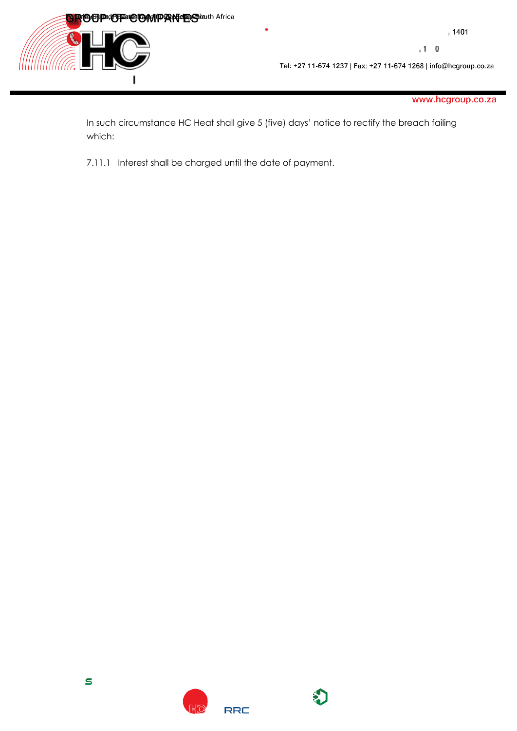In such circumstance HC Heat shall give 5 (five) days' notice to rectify the breach failing which:

7.11.1 Interest shall be charged until the date of payment.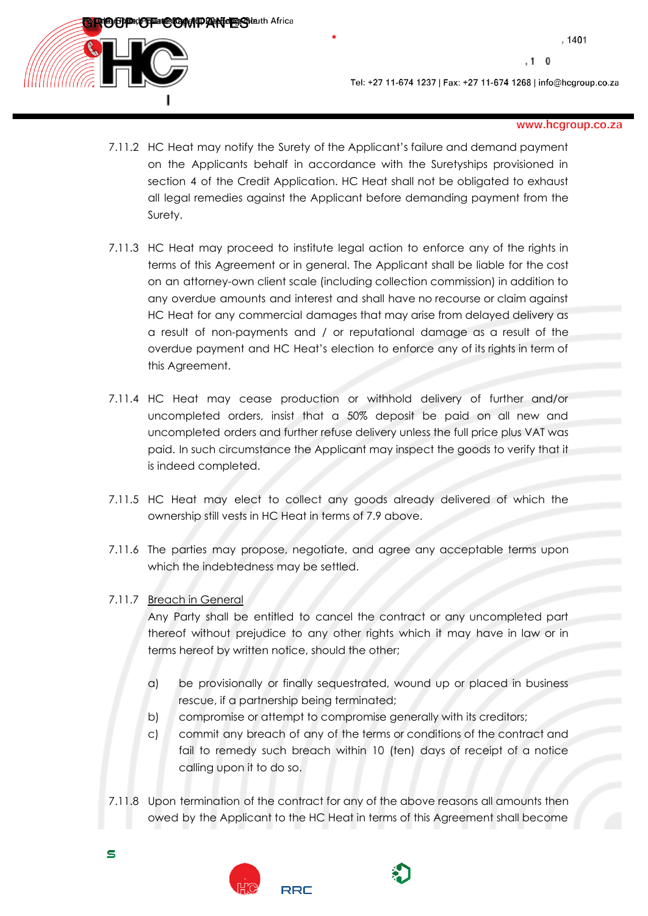7.11.2 HC Heat may notify the Surety of the Applicant's failure and demand payment on the Applicants behalf in accordance with the Suretyships provisioned in section 4 of the Credit Application. HC Heat shall not be obligated to exhaust all legal remedies against the Applicant before demanding payment from the Surety.

7.11.3 HC Heat may proceed to institute legal action to enforce any of the rights in terms of this Agreement or in general. The Applicant shall be liable for the cost on an attorney-own client scale (including collection commission) in addition to any overdue amounts and interest and shall have no recourse or claim against HC Heat for any commercial damages that may arise from delayed delivery as a result of non-payments and / or reputational damage as a result of the overdue payment and HC Heat's election to enforce any of its rights in term of this Agreement.

7.11.4 HC Heat may cease production or withhold delivery of further and/or uncompleted orders, insist that a 50% deposit be paid on all new and uncompleted orders and further refuse delivery unless the full price plus VAT was paid. In such circumstance the Applicant may inspect the goods to verify that it is indeed completed.

7.11.5 HC Heat may elect to collect any goods already delivered of which the ownership still vests in HC Heat in terms of 7.9 above.

7.11.6 The parties may propose, negotiate, and agree any acceptable terms upon which the indebtedness may be settled.

7.11.7 <u>Breach in General</u>

Any Party shall be entitled to cancel the contract or any uncompleted part thereof without prejudice to any other rights which it may have in law or in terms hereof by written notice, should the other;

a) be provisionally or finally sequestrated, wound up or placed in business rescue, if a partnership being terminated;
b) compromise or attempt to compromise generally with its creditors;
c) commit any breach of any of the terms or conditions of the contract and fail to remedy such breach within 10 (ten) days of receipt of a notice calling upon it to do so.

7.11.8 Upon termination of the contract for any of the above reasons all amounts then owed by the Applicant to the HC Heat in terms of this Agreement shall become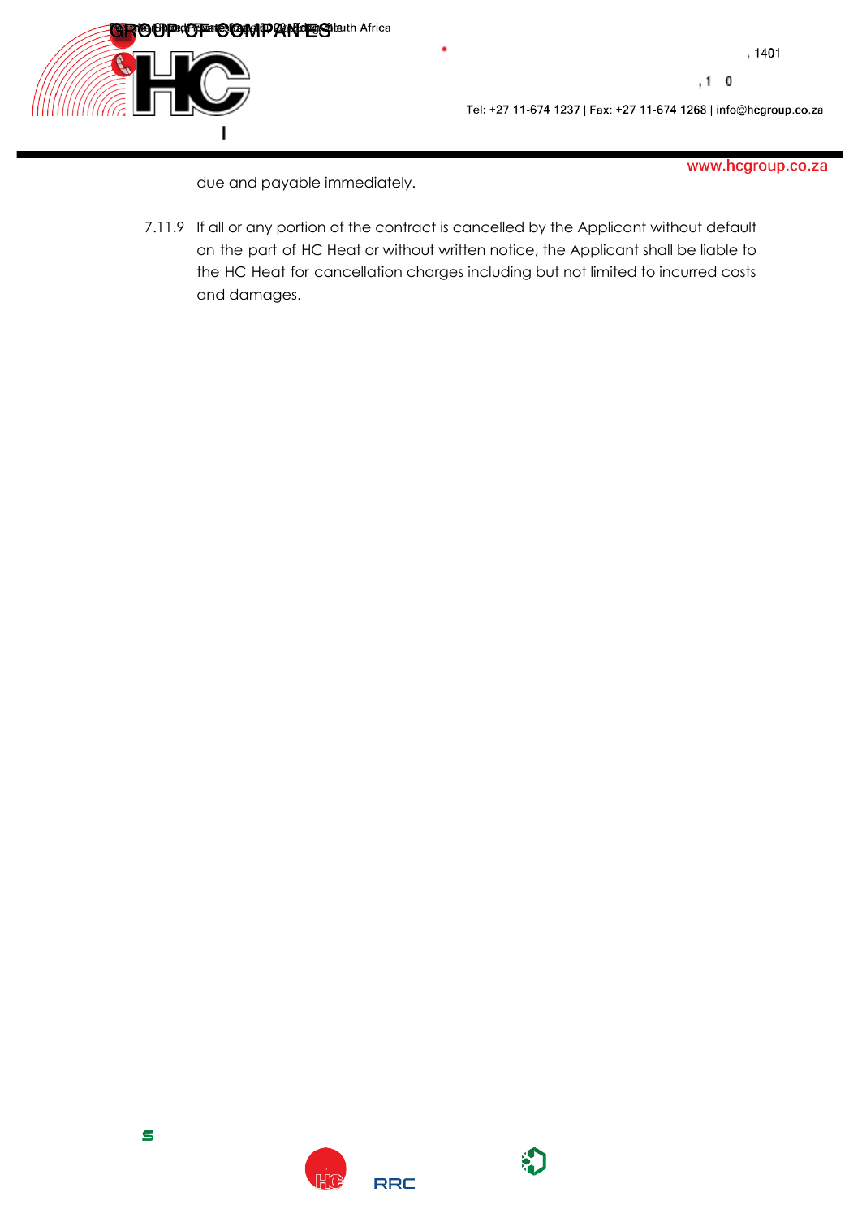due and payable immediately.

7.11.9 If all or any portion of the contract is cancelled by the Applicant without default on the part of HC Heat or without written notice, the Applicant shall be liable to the HC Heat for cancellation charges including but not limited to incurred costs and damages.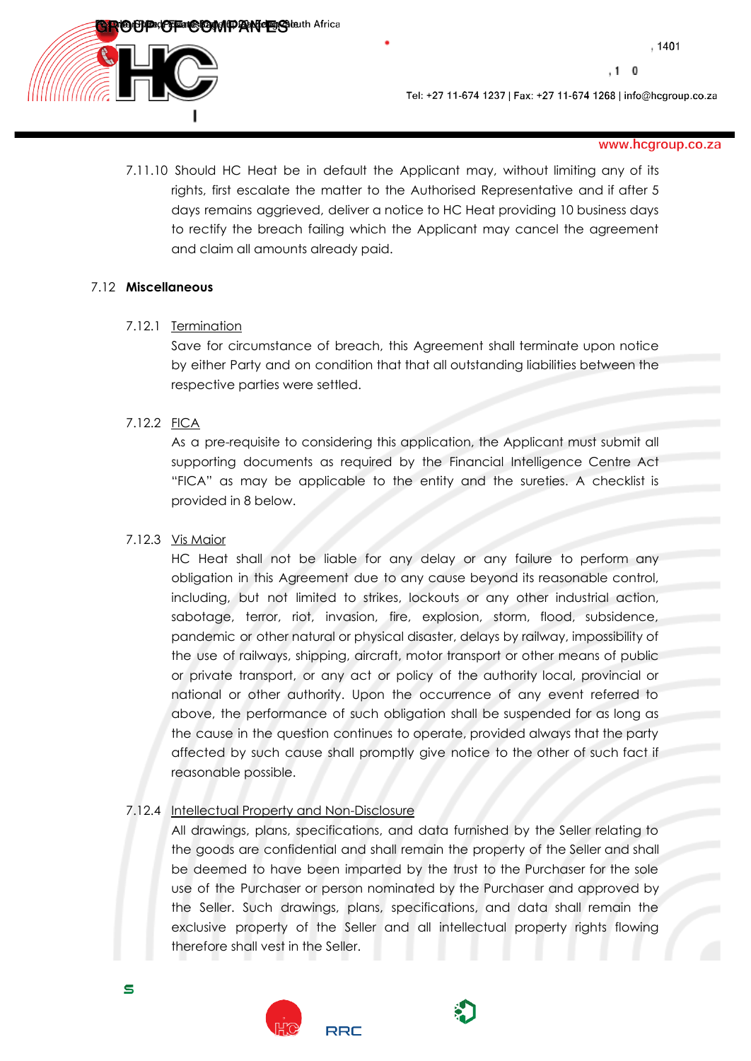7.11.10 Should HC Heat be in default the Applicant may, without limiting any of its rights, first escalate the matter to the Authorised Representative and if after 5 days remains aggrieved, deliver a notice to HC Heat providing 10 business days to rectify the breach failing which the Applicant may cancel the agreement and claim all amounts already paid.

7.12 **Miscellaneous**

7.12.1 Termination

Save for circumstance of breach, this Agreement shall terminate upon notice by either Party and on condition that that all outstanding liabilities between the respective parties were settled.

7.12.2 FICA

As a pre-requisite to considering this application, the Applicant must submit all supporting documents as required by the Financial Intelligence Centre Act "FICA" as may be applicable to the entity and the sureties. A checklist is provided in 8 below.

7.12.3 Vis Maior

HC Heat shall not be liable for any delay or any failure to perform any obligation in this Agreement due to any cause beyond its reasonable control, including, but not limited to strikes, lockouts or any other industrial action, sabotage, terror, riot, invasion, fire, explosion, storm, flood, subsidence, pandemic or other natural or physical disaster, delays by railway, impossibility of the use of railways, shipping, aircraft, motor transport or other means of public or private transport, or any act or policy of the authority local, provincial or national or other authority. Upon the occurrence of any event referred to above, the performance of such obligation shall be suspended for as long as the cause in the question continues to operate, provided always that the party affected by such cause shall promptly give notice to the other of such fact if reasonable possible.

7.12.4 Intellectual Property and Non-Disclosure

All drawings, plans, specifications, and data furnished by the Seller relating to the goods are confidential and shall remain the property of the Seller and shall be deemed to have been imparted by the trust to the Purchaser for the sole use of the Purchaser or person nominated by the Purchaser and approved by the Seller. Such drawings, plans, specifications, and data shall remain the exclusive property of the Seller and all intellectual property rights flowing therefore shall vest in the Seller.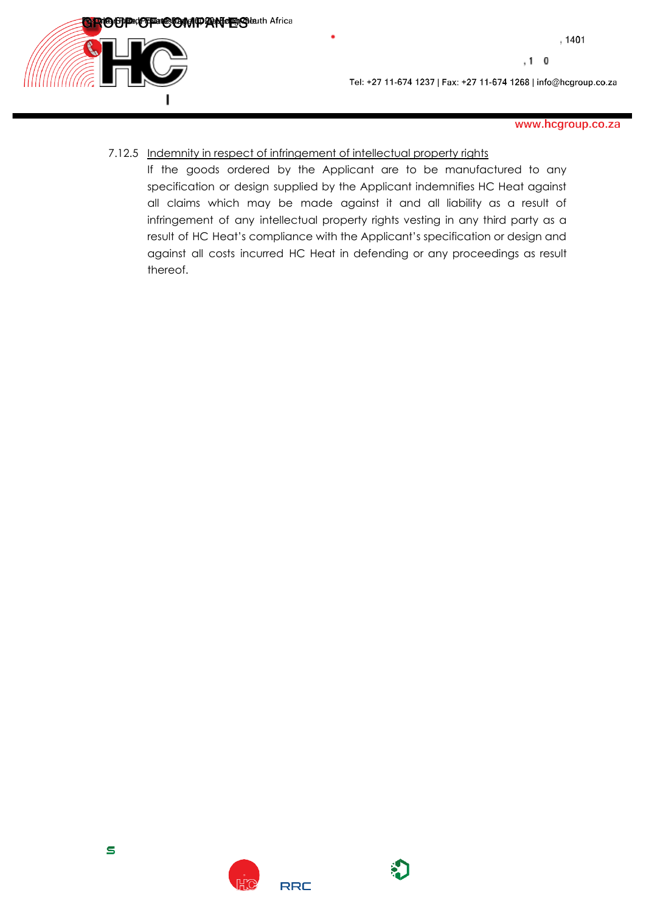7.12.5 <u>Indemnity in respect of infringement of intellectual property rights</u>

If the goods ordered by the Applicant are to be manufactured to any specification or design supplied by the Applicant indemnifies HC Heat against all claims which may be made against it and all liability as a result of infringement of any intellectual property rights vesting in any third party as a result of HC Heat's compliance with the Applicant's specification or design and against all costs incurred HC Heat in defending or any proceedings as result thereof.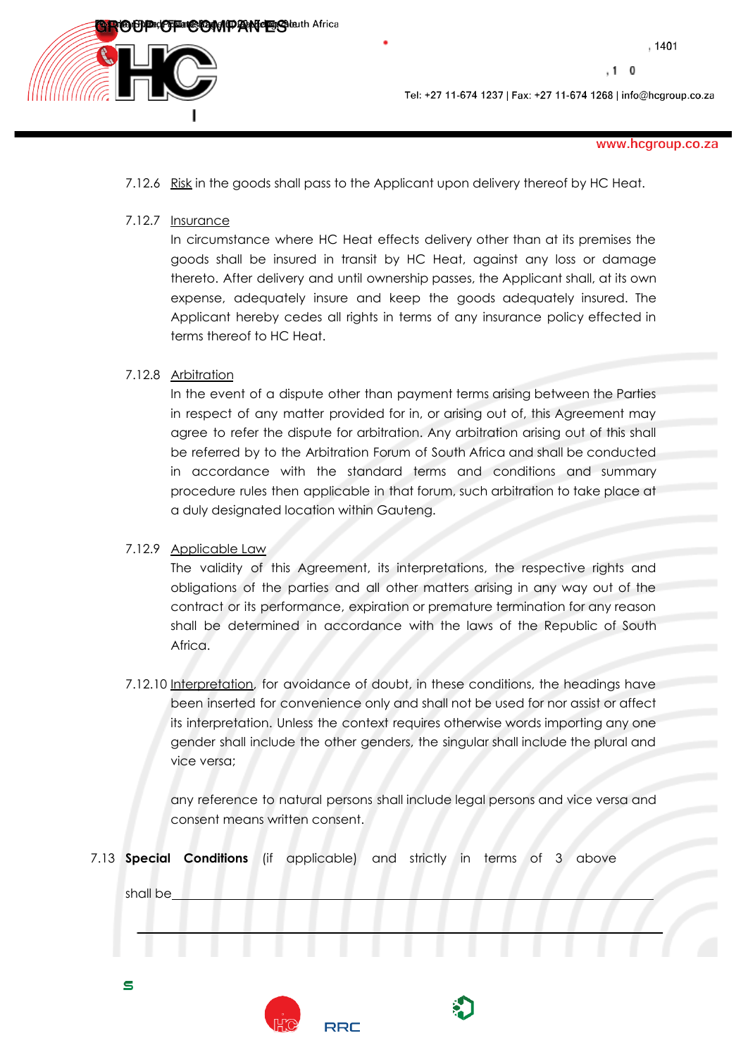7.12.6 Risk in the goods shall pass to the Applicant upon delivery thereof by HC Heat.

7.12.7 Insurance

In circumstance where HC Heat effects delivery other than at its premises the goods shall be insured in transit by HC Heat, against any loss or damage thereto. After delivery and until ownership passes, the Applicant shall, at its own expense, adequately insure and keep the goods adequately insured. The Applicant hereby cedes all rights in terms of any insurance policy effected in terms thereof to HC Heat.

7.12.8 Arbitration

In the event of a dispute other than payment terms arising between the Parties in respect of any matter provided for in, or arising out of, this Agreement may agree to refer the dispute for arbitration. Any arbitration arising out of this shall be referred by to the Arbitration Forum of South Africa and shall be conducted in accordance with the standard terms and conditions and summary procedure rules then applicable in that forum, such arbitration to take place at a duly designated location within Gauteng.

7.12.9 Applicable Law

The validity of this Agreement, its interpretations, the respective rights and obligations of the parties and all other matters arising in any way out of the contract or its performance, expiration or premature termination for any reason shall be determined in accordance with the laws of the Republic of South Africa.

7.12.10 Interpretation, for avoidance of doubt, in these conditions, the headings have been inserted for convenience only and shall not be used for nor assist or affect its interpretation. Unless the context requires otherwise words importing any one gender shall include the other genders, the singular shall include the plural and vice versa;

any reference to natural persons shall include legal persons and vice versa and consent means written consent.

7.13 **Special Conditions** (if applicable) and strictly in terms of 3 above

shall be\_\_\_\_\_\_\_\_\_\_\_\_\_\_\_\_\_\_\_\_\_\_\_\_\_\_\_\_\_\_\_\_\_\_\_\_\_\_\_\_\_\_\_\_\_\_\_\_\_\_\_\_\_\_\_\_\_\_\_\_\_

\_\_\_\_\_\_\_\_\_\_\_\_\_\_\_\_\_\_\_\_\_\_\_\_\_\_\_\_\_\_\_\_\_\_\_\_\_\_\_\_\_\_\_\_\_\_\_\_\_\_\_\_\_\_\_\_\_\_\_\_\_\_\_\_\_\_\_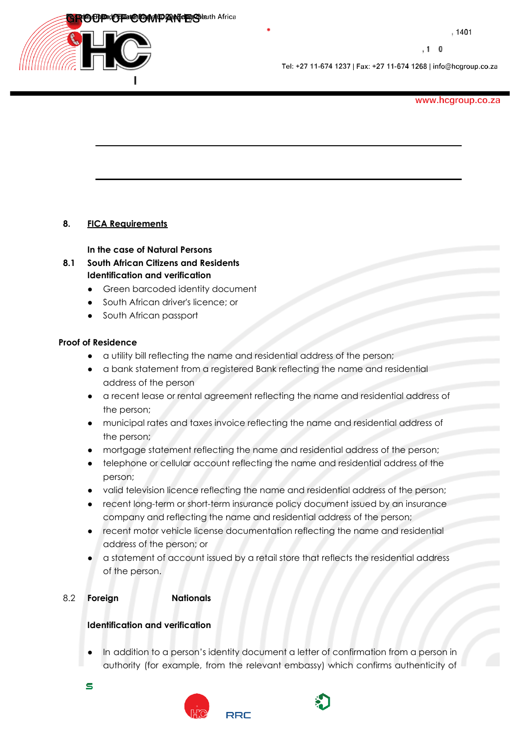## 8. FICA Requirements

**In the case of Natural Persons**

### 8.1 South African Citizens and Residents

**Identification and verification**

- Green barcoded identity document
- South African driver's licence; or
- South African passport

**Proof of Residence**

- a utility bill reflecting the name and residential address of the person;
- a bank statement from a registered Bank reflecting the name and residential address of the person
- a recent lease or rental agreement reflecting the name and residential address of the person;
- municipal rates and taxes invoice reflecting the name and residential address of the person;
- mortgage statement reflecting the name and residential address of the person;
- telephone or cellular account reflecting the name and residential address of the person;
- valid television licence reflecting the name and residential address of the person;
- recent long-term or short-term insurance policy document issued by an insurance company and reflecting the name and residential address of the person;
- recent motor vehicle license documentation reflecting the name and residential address of the person; or
- a statement of account issued by a retail store that reflects the residential address of the person.

### 8.2 Foreign Nationals

**Identification and verification**

- In addition to a person's identity document a letter of confirmation from a person in authority (for example, from the relevant embassy) which confirms authenticity of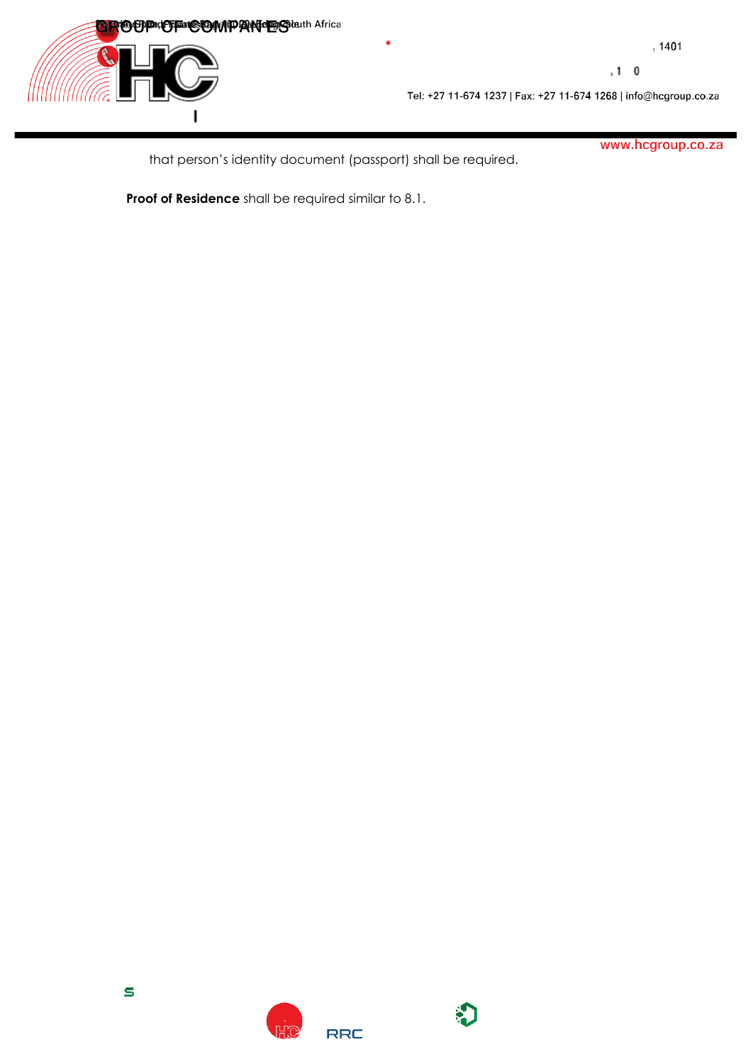that person's identity document (passport) shall be required.

**Proof of Residence** shall be required similar to 8.1.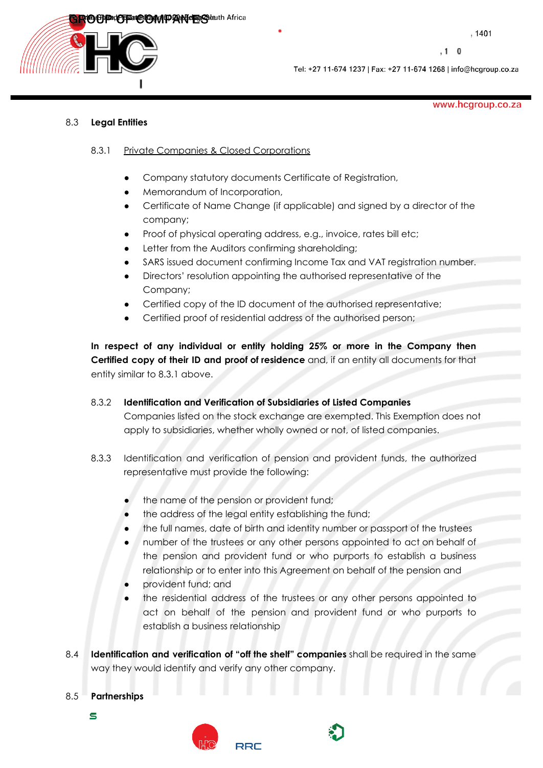8.3 **Legal Entities**

8.3.1 Private Companies & Closed Corporations

- Company statutory documents Certificate of Registration,
- Memorandum of Incorporation,
- Certificate of Name Change (if applicable) and signed by a director of the company;
- Proof of physical operating address, e.g., invoice, rates bill etc;
- Letter from the Auditors confirming shareholding;
- SARS issued document confirming Income Tax and VAT registration number.
- Directors' resolution appointing the authorised representative of the Company;
- Certified copy of the ID document of the authorised representative;
- Certified proof of residential address of the authorised person;

**In respect of any individual or entity holding 25% or more in the Company then Certified copy of their ID and proof of residence** and, if an entity all documents for that entity similar to 8.3.1 above.

8.3.2 **Identification and Verification of Subsidiaries of Listed Companies**
Companies listed on the stock exchange are exempted. This Exemption does not apply to subsidiaries, whether wholly owned or not, of listed companies.

8.3.3 Identification and verification of pension and provident funds, the authorized representative must provide the following:

- the name of the pension or provident fund;
- the address of the legal entity establishing the fund;
- the full names, date of birth and identity number or passport of the trustees
- number of the trustees or any other persons appointed to act on behalf of the pension and provident fund or who purports to establish a business relationship or to enter into this Agreement on behalf of the pension and
- provident fund; and
- the residential address of the trustees or any other persons appointed to act on behalf of the pension and provident fund or who purports to establish a business relationship

8.4 **Identification and verification of "off the shelf" companies** shall be required in the same way they would identify and verify any other company.

8.5 **Partnerships**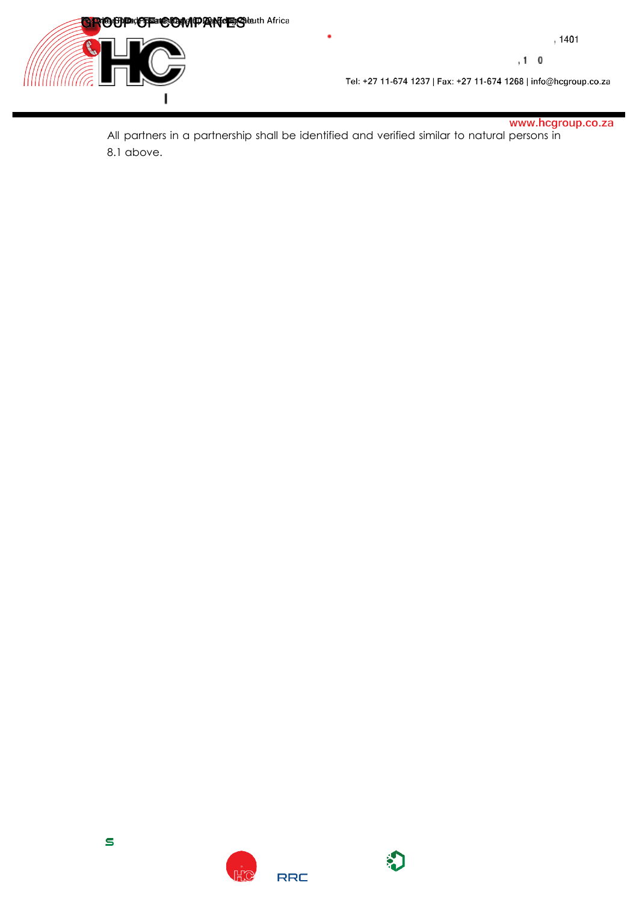All partners in a partnership shall be identified and verified similar to natural persons in 8.1 above.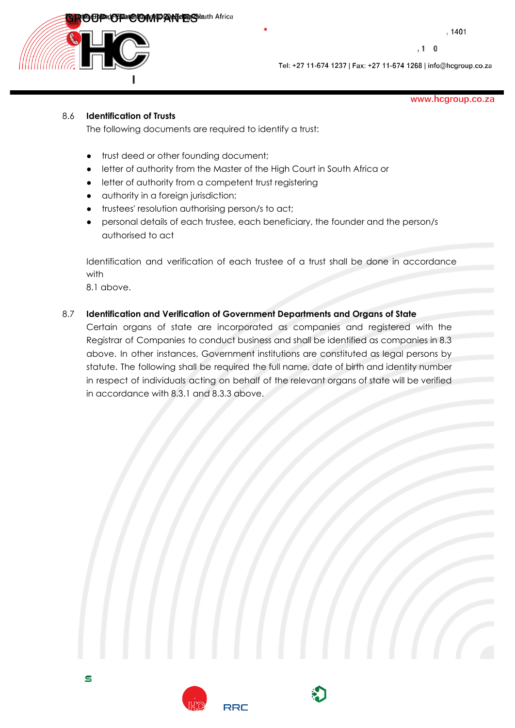8.6 **Identification of Trusts**

The following documents are required to identify a trust:

- trust deed or other founding document;
- letter of authority from the Master of the High Court in South Africa or
- letter of authority from a competent trust registering
- authority in a foreign jurisdiction;
- trustees' resolution authorising person/s to act;
- personal details of each trustee, each beneficiary, the founder and the person/s authorised to act

Identification and verification of each trustee of a trust shall be done in accordance with
8.1 above.

8.7 **Identification and Verification of Government Departments and Organs of State**

Certain organs of state are incorporated as companies and registered with the Registrar of Companies to conduct business and shall be identified as companies in 8.3 above. In other instances, Government institutions are constituted as legal persons by statute. The following shall be required the full name, date of birth and identity number in respect of individuals acting on behalf of the relevant organs of state will be verified in accordance with 8.3.1 and 8.3.3 above.